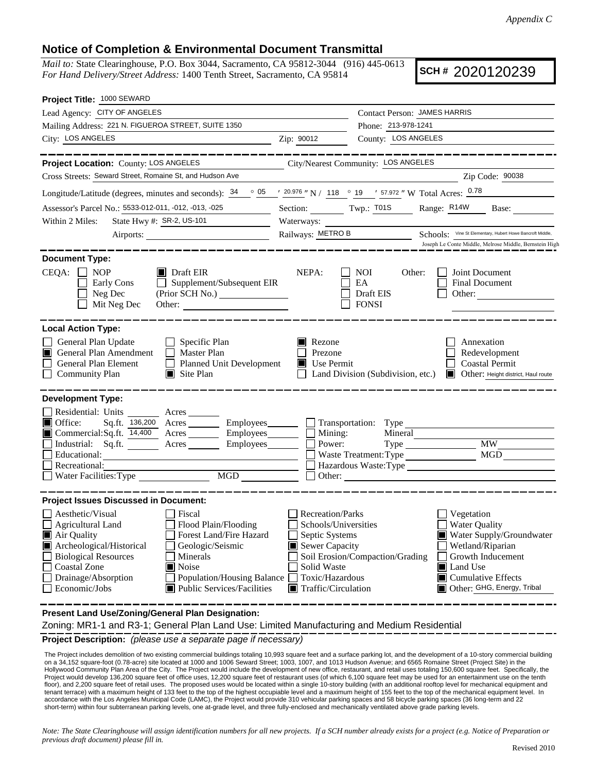*Appendix C*

## Notice of Completion & Environmental Document Transmittal

*Mail to:* State Clearinghouse, P.O. Box 3044, Sacramento, CA 95812-3044 (916) 445-0613
*For Hand Delivery/Street Address:* 1400 Tenth Street, Sacramento, CA 95814

**SCH #** 2020120239

**Project Title:** 1000 SEWARD

Lead Agency: CITY OF ANGELES
Contact Person: JAMES HARRIS
Mailing Address: 221 N. FIGUEROA STREET, SUITE 1350
Phone: 213-978-1241
City: LOS ANGELES  Zip: 90012
County: LOS ANGELES

---

**Project Location:** County: LOS ANGELES  City/Nearest Community: LOS ANGELES
Cross Streets: Seward Street, Romaine St, and Hudson Ave  Zip Code: 90038
Longitude/Latitude (degrees, minutes and seconds): 34 ° 05 ′ 20.976 ″ N / 118 ° 19 ′ 57.972 ″ W Total Acres: 0.78
Assessor's Parcel No.: 5533-012-011, -012, -013, -025  Section: ____ Twp.: T01S  Range: R14W  Base: ____
Within 2 Miles: State Hwy #: SR-2, US-101  Waterways: ____
Airports: ____  Railways: METRO B  Schools: Vine St Elementary, Hubert Howe Bancroft Middle, Joseph Le Conte Middle, Melrose Middle, Bernstein High

---

**Document Type:**

CEQA: ☐ NOP ☐ Early Cons ☐ Neg Dec ☐ Mit Neg Dec ■ Draft EIR ☐ Supplement/Subsequent EIR (Prior SCH No.) ____ Other: ____
NEPA: ☐ NOI ☐ EA ☐ Draft EIS ☐ FONSI
Other: ☐ Joint Document ☐ Final Document ☐ Other: ____

---

**Local Action Type:**

- ☐ General Plan Update
- ■ General Plan Amendment
- ☐ General Plan Element
- ☐ Community Plan
- ☐ Specific Plan
- ☐ Master Plan
- ☐ Planned Unit Development
- ■ Site Plan
- ■ Rezone
- ☐ Prezone
- ■ Use Permit
- ☐ Land Division (Subdivision, etc.)
- ☐ Annexation
- ☐ Redevelopment
- ☐ Coastal Permit
- ■ Other: Height district, Haul route

---

**Development Type:**

- ☐ Residential: Units ____ Acres ____
- ■ Office: Sq.ft. 136,200 Acres ____ Employees ____
- ■ Commercial: Sq.ft. 14,400 Acres ____ Employees ____
- ☐ Industrial: Sq.ft. ____ Acres ____ Employees ____
- ☐ Educational: ____
- ☐ Recreational: ____
- ☐ Water Facilities: Type ____ MGD ____
- ☐ Transportation: Type ____
- ☐ Mining: Mineral ____
- ☐ Power: Type ____ MW ____
- ☐ Waste Treatment: Type ____ MGD ____
- ☐ Hazardous Waste: Type ____
- ☐ Other: ____

---

**Project Issues Discussed in Document:**

- ☐ Aesthetic/Visual
- ☐ Agricultural Land
- ■ Air Quality
- ■ Archeological/Historical
- ☐ Biological Resources
- ☐ Coastal Zone
- ☐ Drainage/Absorption
- ☐ Economic/Jobs
- ☐ Fiscal
- ☐ Flood Plain/Flooding
- ☐ Forest Land/Fire Hazard
- ☐ Geologic/Seismic
- ☐ Minerals
- ■ Noise
- ☐ Population/Housing Balance
- ■ Public Services/Facilities
- ☐ Recreation/Parks
- ☐ Schools/Universities
- ☐ Septic Systems
- ■ Sewer Capacity
- ☐ Soil Erosion/Compaction/Grading
- ☐ Solid Waste
- ☐ Toxic/Hazardous
- ■ Traffic/Circulation
- ☐ Vegetation
- ☐ Water Quality
- ■ Water Supply/Groundwater
- ☐ Wetland/Riparian
- ☐ Growth Inducement
- ■ Land Use
- ■ Cumulative Effects
- ■ Other: GHG, Energy, Tribal

---

**Present Land Use/Zoning/General Plan Designation:**

Zoning: MR1-1 and R3-1; General Plan Land Use: Limited Manufacturing and Medium Residential

**Project Description:** *(please use a separate page if necessary)*

The Project includes demolition of two existing commercial buildings totaling 10,993 square feet and a surface parking lot, and the development of a 10-story commercial building on a 34,152 square-foot (0.78-acre) site located at 1000 and 1006 Seward Street; 1003, 1007, and 1013 Hudson Avenue; and 6565 Romaine Street (Project Site) in the Hollywood Community Plan Area of the City. The Project would include the development of new office, restaurant, and retail uses totaling 150,600 square feet. Specifically, the Project would develop 136,200 square feet of office uses, 12,200 square feet of restaurant uses (of which 6,100 square feet may be used for an entertainment use on the tenth floor), and 2,200 square feet of retail uses. The proposed uses would be located within a single 10-story building (with an additional rooftop level for mechanical equipment and tenant terrace) with a maximum height of 133 feet to the top of the highest occupiable level and a maximum height of 155 feet to the top of the mechanical equipment level. In accordance with the Los Angeles Municipal Code (LAMC), the Project would provide 310 vehicular parking spaces and 58 bicycle parking spaces (36 long-term and 22 short-term) within four subterranean parking levels, one at-grade level, and three fully-enclosed and mechanically ventilated above grade parking levels.

*Note: The State Clearinghouse will assign identification numbers for all new projects. If a SCH number already exists for a project (e.g. Notice of Preparation or previous draft document) please fill in.*

Revised 2010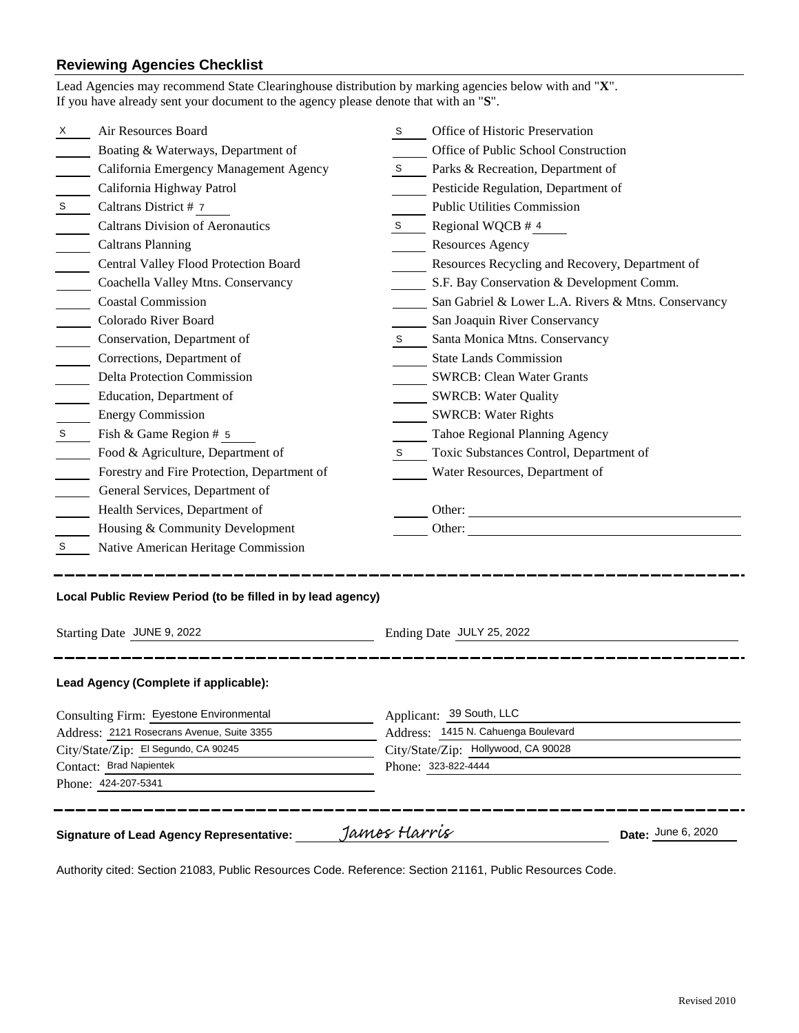## Reviewing Agencies Checklist

Lead Agencies may recommend State Clearinghouse distribution by marking agencies below with and "**X**". If you have already sent your document to the agency please denote that with an "**S**".

| | | | |
|---|---|---|---|
| X | Air Resources Board | S | Office of Historic Preservation |
| | Boating & Waterways, Department of | | Office of Public School Construction |
| | California Emergency Management Agency | S | Parks & Recreation, Department of |
| | California Highway Patrol | | Pesticide Regulation, Department of |
| S | Caltrans District # 7 | | Public Utilities Commission |
| | Caltrans Division of Aeronautics | S | Regional WQCB # 4 |
| | Caltrans Planning | | Resources Agency |
| | Central Valley Flood Protection Board | | Resources Recycling and Recovery, Department of |
| | Coachella Valley Mtns. Conservancy | | S.F. Bay Conservation & Development Comm. |
| | Coastal Commission | | San Gabriel & Lower L.A. Rivers & Mtns. Conservancy |
| | Colorado River Board | | San Joaquin River Conservancy |
| | Conservation, Department of | S | Santa Monica Mtns. Conservancy |
| | Corrections, Department of | | State Lands Commission |
| | Delta Protection Commission | | SWRCB: Clean Water Grants |
| | Education, Department of | | SWRCB: Water Quality |
| | Energy Commission | | SWRCB: Water Rights |
| S | Fish & Game Region # 5 | | Tahoe Regional Planning Agency |
| | Food & Agriculture, Department of | S | Toxic Substances Control, Department of |
| | Forestry and Fire Protection, Department of | | Water Resources, Department of |
| | General Services, Department of | | |
| | Health Services, Department of | | Other: |
| | Housing & Community Development | | Other: |
| S | Native American Heritage Commission | | |

---

**Local Public Review Period (to be filled in by lead agency)**

Starting Date JUNE 9, 2022 Ending Date JULY 25, 2022

---

**Lead Agency (Complete if applicable):**

Consulting Firm: Eyestone Environmental
Address: 2121 Rosecrans Avenue, Suite 3355
City/State/Zip: El Segundo, CA 90245
Contact: Brad Napientek
Phone: 424-207-5341

Applicant: 39 South, LLC
Address: 1415 N. Cahuenga Boulevard
City/State/Zip: Hollywood, CA 90028
Phone: 323-822-4444

---

**Signature of Lead Agency Representative:** *James Harris* **Date:** June 6, 2020

Authority cited: Section 21083, Public Resources Code. Reference: Section 21161, Public Resources Code.

Revised 2010